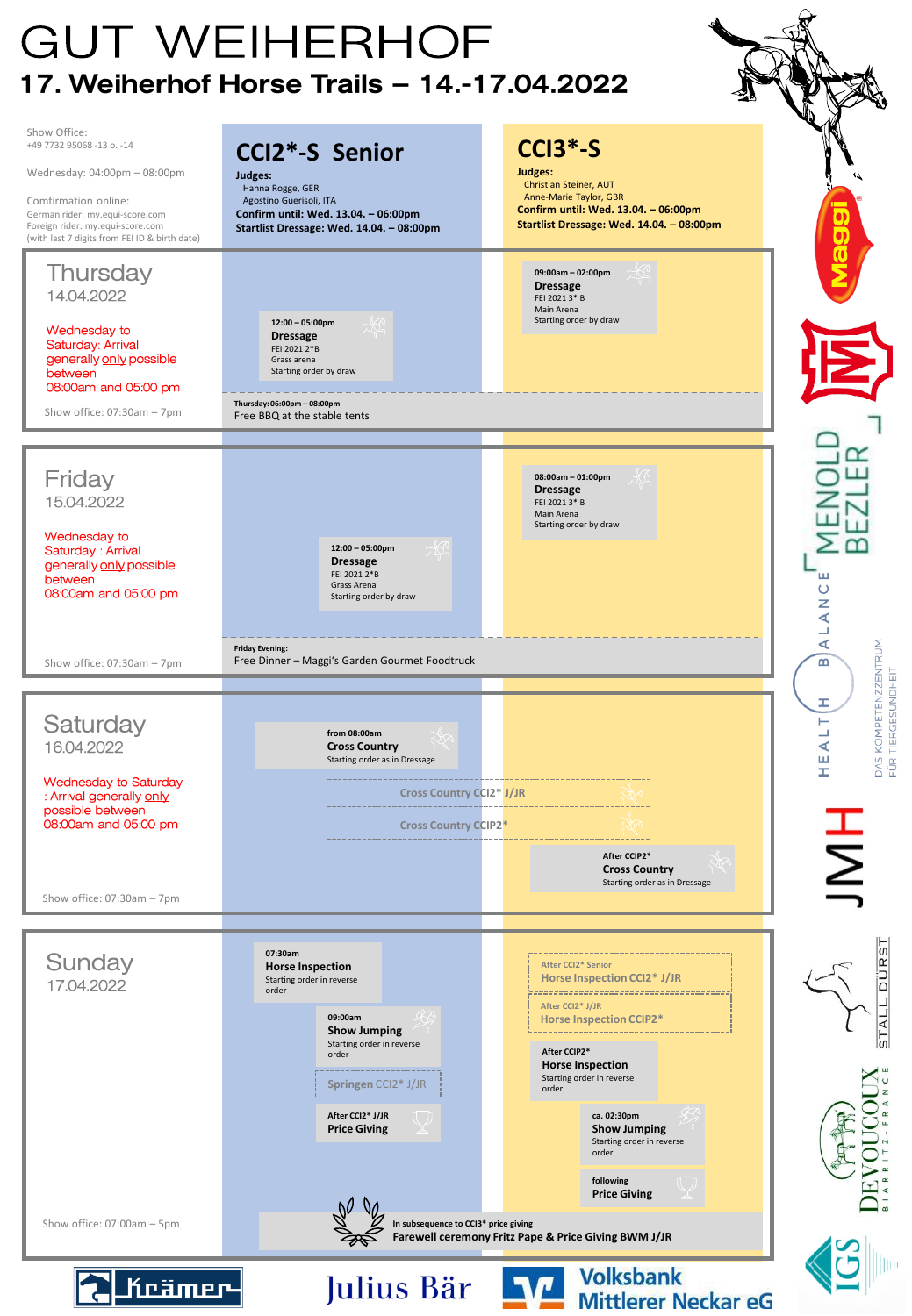# GUT WEIHERHOF

## 17. Weiherhof Horse Trails – 14.-17.04.2022

Show Office:
+49 7732 95068 -13 o. -14

Wednesday: 04:00pm – 08:00pm

Confirmation online:
German rider: my.equi-score.com
Foreign rider: my.equi-score.com
(with last 7 digits from FEI ID & birth date)

| | CCI2*-S Senior | CCI3*-S |
|---|---|---|
| | **Judges:** Hanna Rogge, GER; Agostino Guerisoli, ITA<br>**Confirm until: Wed. 13.04. – 06:00pm**<br>**Startlist Dressage: Wed. 14.04. – 08:00pm** | **Judges:** Christian Steiner, AUT; Anne-Marie Taylor, GBR<br>**Confirm until: Wed. 13.04. – 06:00pm**<br>**Startlist Dressage: Wed. 14.04. – 08:00pm** |
| **Thursday 14.04.2022**<br>Wednesday to Saturday: Arrival generally only possible between 08:00am and 05:00 pm<br>Show office: 07:30am – 7pm | 12:00 – 05:00pm<br>**Dressage**<br>FEI 2021 2*B<br>Grass arena<br>Starting order by draw | 09:00am – 02:00pm<br>**Dressage**<br>FEI 2021 3* B<br>Main Arena<br>Starting order by draw |
| | Thursday: 06:00pm – 08:00pm<br>Free BBQ at the stable tents | |
| **Friday 15.04.2022**<br>Wednesday to Saturday : Arrival generally only possible between 08:00am and 05:00 pm<br>Show office: 07:30am – 7pm | 12:00 – 05:00pm<br>**Dressage**<br>FEI 2021 2*B<br>Grass Arena<br>Starting order by draw | 08:00am – 01:00pm<br>**Dressage**<br>FEI 2021 3* B<br>Main Arena<br>Starting order by draw |
| | Friday Evening:<br>Free Dinner – Maggi's Garden Gourmet Foodtruck | |
| **Saturday 16.04.2022**<br>Wednesday to Saturday : Arrival generally only possible between 08:00am and 05:00 pm<br>Show office: 07:30am – 7pm | from 08:00am<br>**Cross Country**<br>Starting order as in Dressage<br><br>Cross Country CCI2* J/JR<br>Cross Country CCIP2* | After CCIP2*<br>**Cross Country**<br>Starting order as in Dressage |
| **Sunday 17.04.2022**<br>Show office: 07:00am – 5pm | 07:30am<br>**Horse Inspection**<br>Starting order in reverse order<br><br>09:00am<br>**Show Jumping**<br>Starting order in reverse order<br><br>Springen CCI2* J/JR<br><br>After CCI2* J/JR<br>**Price Giving** | After CCI2* Senior<br>Horse Inspection CCI2* J/JR<br><br>After CCI2* J/JR<br>Horse Inspection CCIP2*<br><br>After CCIP2*<br>**Horse Inspection**<br>Starting order in reverse order<br><br>ca. 02:30pm<br>**Show Jumping**<br>Starting order in reverse order<br><br>following<br>**Price Giving** |
| | In subsequence to CCI3* price giving<br>**Farewell ceremony Fritz Pape & Price Giving BWM J/JR** | |

Maggi · Menold Bezler · Health Balance – Das Kompetenzzentrum für Tiergesundheit · JMH · Stall Dürst · Devoucoux Biarritz-France · IGS · Krämer · Julius Bär · Volksbank Mittlerer Neckar eG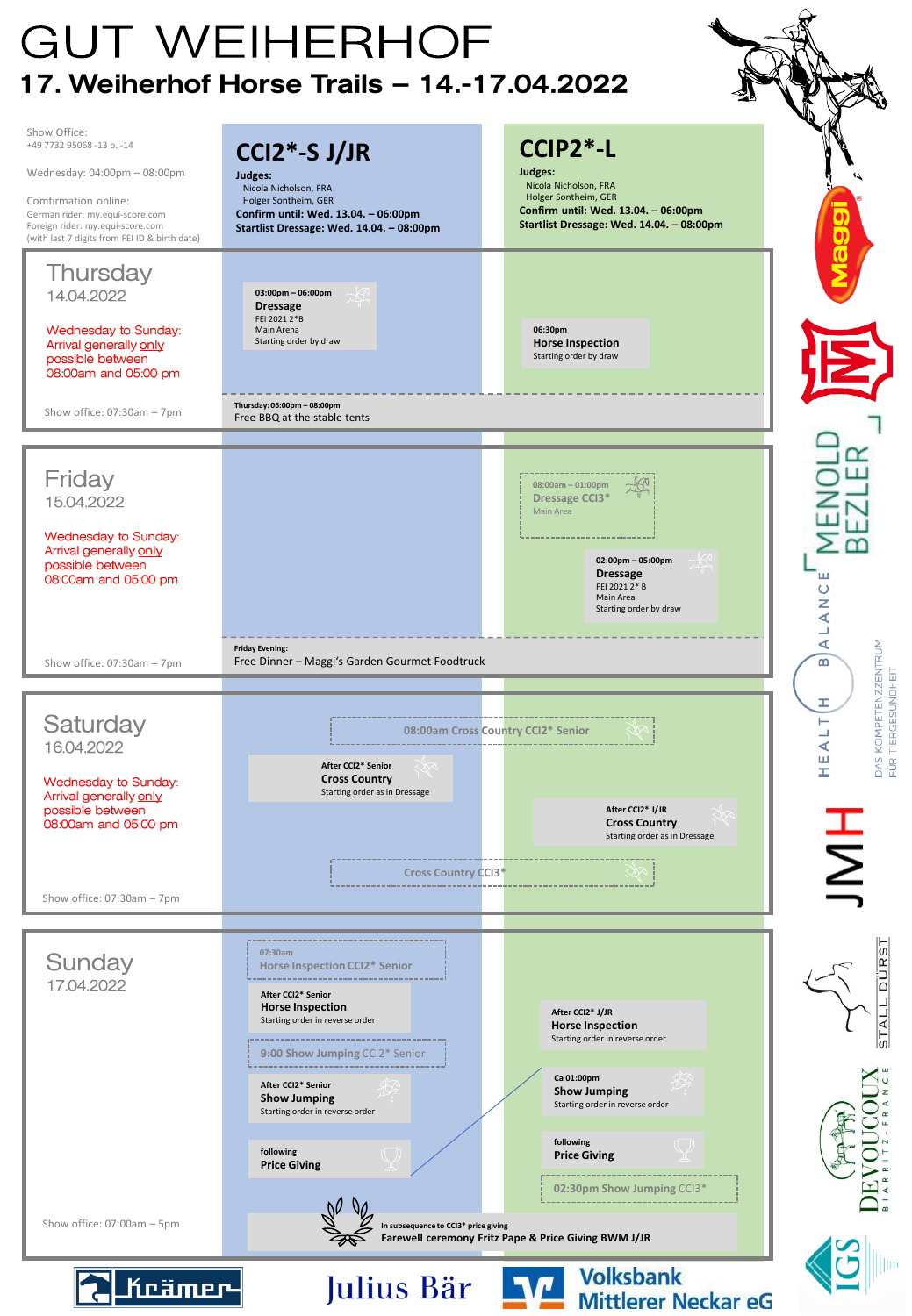# GUT WEIHERHOF

## 17. Weiherhof Horse Trails – 14.-17.04.2022

Show Office:
+49 7732 95068 -13 o. -14

Wednesday: 04:00pm – 08:00pm

Confirmation online:
German rider: my.equi-score.com
Foreign rider: my.equi-score.com
(with last 7 digits from FEI ID & birth date)

### CCI2*-S J/JR

**Judges:**
Nicola Nicholson, FRA
Holger Sontheim, GER
**Confirm until: Wed. 13.04. – 06:00pm**
**Startlist Dressage: Wed. 14.04. – 08:00pm**

### CCIP2*-L

**Judges:**
Nicola Nicholson, FRA
Holger Sontheim, GER
**Confirm until: Wed. 13.04. – 06:00pm**
**Startlist Dressage: Wed. 14.04. – 08:00pm**

## Thursday 14.04.2022

Wednesday to Sunday: Arrival generally only possible between 08:00am and 05:00 pm

Show office: 07:30am – 7pm

**CCI2*-S J/JR:**
03:00pm – 06:00pm
**Dressage**
FEI 2021 2*B
Main Arena
Starting order by draw

**CCIP2*-L:**
06:30pm
**Horse Inspection**
Starting order by draw

Thursday: 06:00pm – 08:00pm
Free BBQ at the stable tents

## Friday 15.04.2022

Wednesday to Sunday: Arrival generally only possible between 08:00am and 05:00 pm

Show office: 07:30am – 7pm

08:00am – 01:00pm
Dressage CCI3*
Main Area

**CCIP2*-L:**
02:00pm – 05:00pm
**Dressage**
FEI 2021 2* B
Main Area
Starting order by draw

Friday Evening:
Free Dinner – Maggi's Garden Gourmet Foodtruck

## Saturday 16.04.2022

Wednesday to Sunday: Arrival generally only possible between 08:00am and 05:00 pm

Show office: 07:30am – 7pm

08:00am Cross Country CCI2* Senior

**CCI2*-S J/JR:**
After CCI2* Senior
**Cross Country**
Starting order as in Dressage

**CCIP2*-L:**
After CCI2* J/JR
**Cross Country**
Starting order as in Dressage

Cross Country CCI3*

## Sunday 17.04.2022

Show office: 07:00am – 5pm

07:30am
Horse Inspection CCI2* Senior

**CCI2*-S J/JR:**
After CCI2* Senior
**Horse Inspection**
Starting order in reverse order

9:00 Show Jumping CCI2* Senior

After CCI2* Senior
**Show Jumping**
Starting order in reverse order

following
**Price Giving**

**CCIP2*-L:**
After CCI2* J/JR
**Horse Inspection**
Starting order in reverse order

Ca 01:00pm
**Show Jumping**
Starting order in reverse order

following
**Price Giving**

02:30pm Show Jumping CCI3*

In subsequence to CCI3* price giving
**Farewell ceremony Fritz Pape & Price Giving BWM J/JR**

Maggi · MT · MENOLD BEZLER · HEALTH BALANCE – DAS KOMPETENZZENTRUM FÜR TIERGESUNDHEIT · JMH · STALL DÜRST · DEVOUCOUX BIARRITZ-FRANCE · IGS · Krämer · Julius Bär · Volksbank Mittlerer Neckar eG